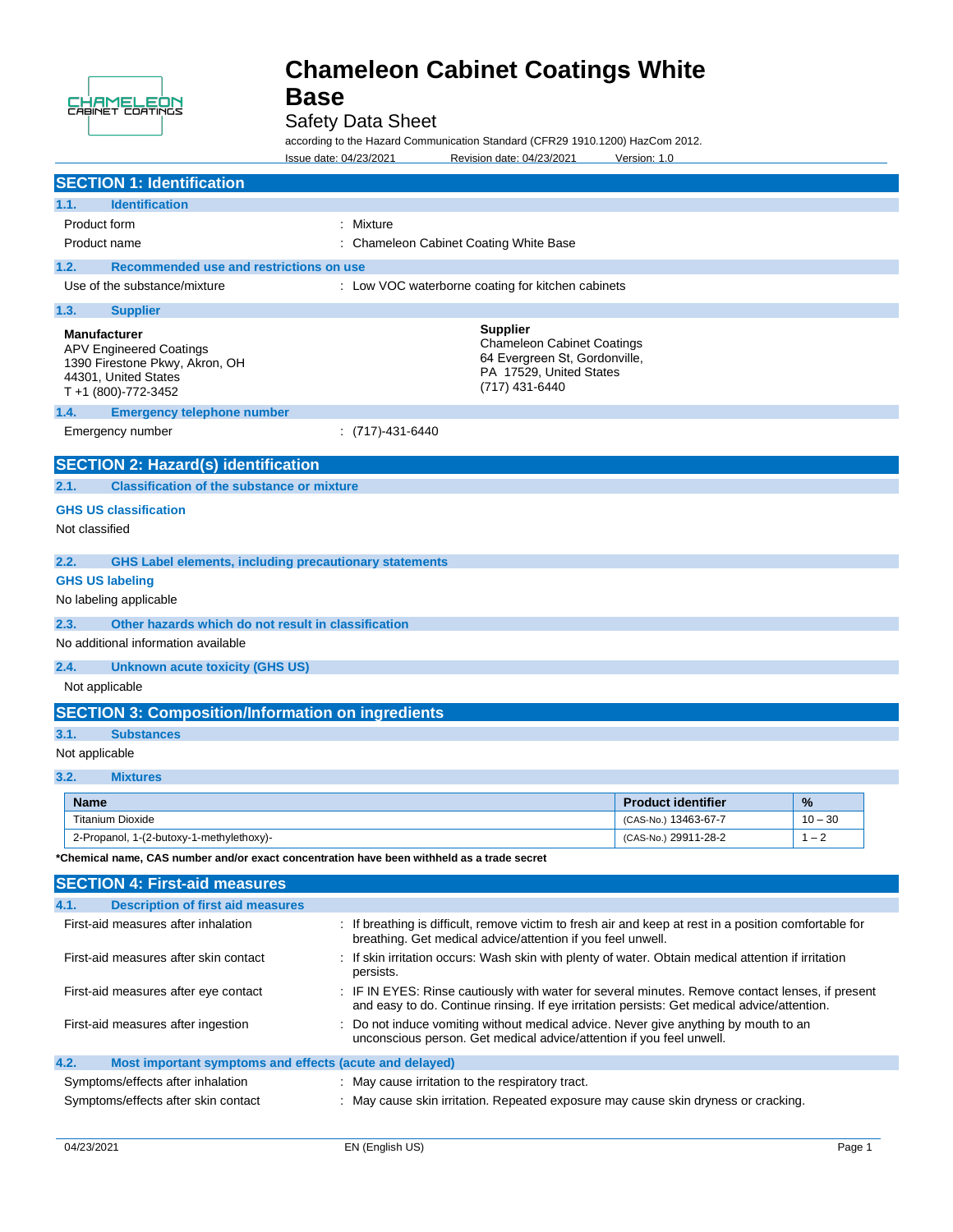# Chameleon Cabinet Coatings White Base

Safety Data Sheet

according to the Hazard Communication Standard (CFR29 1910.1200) HazCom 2012.

Issue date: 04/23/2021 Revision date: 04/23/2021 Version: 1.0

## SECTION 1: Identification

### 1.1. Identification

Product form : Mixture

Product name : Chameleon Cabinet Coating White Base

### 1.2. Recommended use and restrictions on use

Use of the substance/mixture : Low VOC waterborne coating for kitchen cabinets

### 1.3. Supplier

**Manufacturer**
APV Engineered Coatings
1390 Firestone Pkwy, Akron, OH
44301, United States
T +1 (800)-772-3452

**Supplier**
Chameleon Cabinet Coatings
64 Evergreen St, Gordonville,
PA 17529, United States
(717) 431-6440

### 1.4. Emergency telephone number

Emergency number : (717)-431-6440

## SECTION 2: Hazard(s) identification

### 2.1. Classification of the substance or mixture

**GHS US classification**

Not classified

### 2.2. GHS Label elements, including precautionary statements

**GHS US labeling**

No labeling applicable

### 2.3. Other hazards which do not result in classification

No additional information available

### 2.4. Unknown acute toxicity (GHS US)

Not applicable

## SECTION 3: Composition/Information on ingredients

### 3.1. Substances

Not applicable

### 3.2. Mixtures

| Name | Product identifier | % |
|---|---|---|
| Titanium Dioxide | (CAS-No.) 13463-67-7 | 10 – 30 |
| 2-Propanol, 1-(2-butoxy-1-methylethoxy)- | (CAS-No.) 29911-28-2 | 1 – 2 |

***Chemical name, CAS number and/or exact concentration have been withheld as a trade secret**

## SECTION 4: First-aid measures

### 4.1. Description of first aid measures

First-aid measures after inhalation : If breathing is difficult, remove victim to fresh air and keep at rest in a position comfortable for breathing. Get medical advice/attention if you feel unwell.

First-aid measures after skin contact : If skin irritation occurs: Wash skin with plenty of water. Obtain medical attention if irritation persists.

First-aid measures after eye contact : IF IN EYES: Rinse cautiously with water for several minutes. Remove contact lenses, if present and easy to do. Continue rinsing. If eye irritation persists: Get medical advice/attention.

First-aid measures after ingestion : Do not induce vomiting without medical advice. Never give anything by mouth to an unconscious person. Get medical advice/attention if you feel unwell.

### 4.2. Most important symptoms and effects (acute and delayed)

Symptoms/effects after inhalation : May cause irritation to the respiratory tract.

Symptoms/effects after skin contact : May cause skin irritation. Repeated exposure may cause skin dryness or cracking.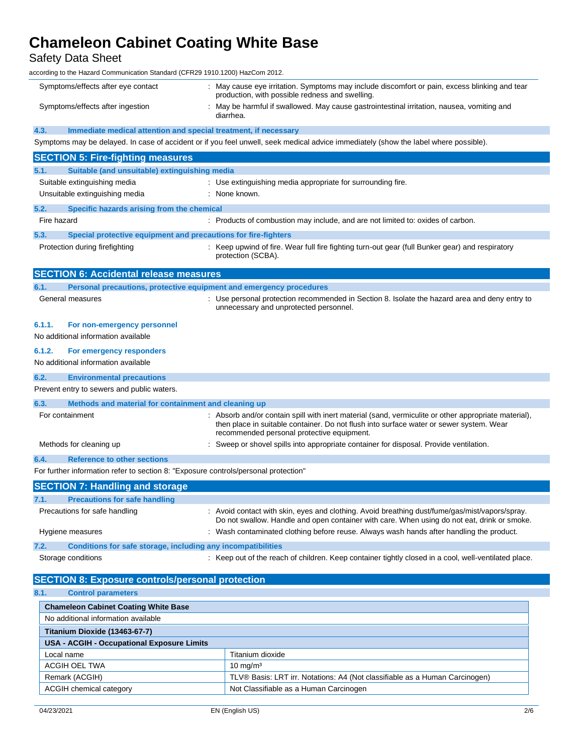| | |
|---|---|
| Symptoms/effects after eye contact | : May cause eye irritation. Symptoms may include discomfort or pain, excess blinking and tear production, with possible redness and swelling. |
| Symptoms/effects after ingestion | : May be harmful if swallowed. May cause gastrointestinal irritation, nausea, vomiting and diarrhea. |

### 4.3. Immediate medical attention and special treatment, if necessary

Symptoms may be delayed. In case of accident or if you feel unwell, seek medical advice immediately (show the label where possible).

## SECTION 5: Fire-fighting measures

### 5.1. Suitable (and unsuitable) extinguishing media

| | |
|---|---|
| Suitable extinguishing media | : Use extinguishing media appropriate for surrounding fire. |
| Unsuitable extinguishing media | : None known. |

### 5.2. Specific hazards arising from the chemical

| | |
|---|---|
| Fire hazard | : Products of combustion may include, and are not limited to: oxides of carbon. |

### 5.3. Special protective equipment and precautions for fire-fighters

| | |
|---|---|
| Protection during firefighting | : Keep upwind of fire. Wear full fire fighting turn-out gear (full Bunker gear) and respiratory protection (SCBA). |

## SECTION 6: Accidental release measures

### 6.1. Personal precautions, protective equipment and emergency procedures

| | |
|---|---|
| General measures | : Use personal protection recommended in Section 8. Isolate the hazard area and deny entry to unnecessary and unprotected personnel. |

#### 6.1.1. For non-emergency personnel

No additional information available

#### 6.1.2. For emergency responders

No additional information available

### 6.2. Environmental precautions

Prevent entry to sewers and public waters.

### 6.3. Methods and material for containment and cleaning up

| | |
|---|---|
| For containment | : Absorb and/or contain spill with inert material (sand, vermiculite or other appropriate material), then place in suitable container. Do not flush into surface water or sewer system. Wear recommended personal protective equipment. |
| Methods for cleaning up | : Sweep or shovel spills into appropriate container for disposal. Provide ventilation. |

### 6.4. Reference to other sections

For further information refer to section 8: "Exposure controls/personal protection"

## SECTION 7: Handling and storage

### 7.1. Precautions for safe handling

| | |
|---|---|
| Precautions for safe handling | : Avoid contact with skin, eyes and clothing. Avoid breathing dust/fume/gas/mist/vapors/spray. Do not swallow. Handle and open container with care. When using do not eat, drink or smoke. |
| Hygiene measures | : Wash contaminated clothing before reuse. Always wash hands after handling the product. |

### 7.2. Conditions for safe storage, including any incompatibilities

| | |
|---|---|
| Storage conditions | : Keep out of the reach of children. Keep container tightly closed in a cool, well-ventilated place. |

## SECTION 8: Exposure controls/personal protection

### 8.1. Control parameters

| **Chameleon Cabinet Coating White Base** | |
|---|---|
| No additional information available | |
| **Titanium Dioxide (13463-67-7)** | |
| **USA - ACGIH - Occupational Exposure Limits** | |
| Local name | Titanium dioxide |
| ACGIH OEL TWA | 10 mg/m³ |
| Remark (ACGIH) | TLV® Basis: LRT irr. Notations: A4 (Not classifiable as a Human Carcinogen) |
| ACGIH chemical category | Not Classifiable as a Human Carcinogen |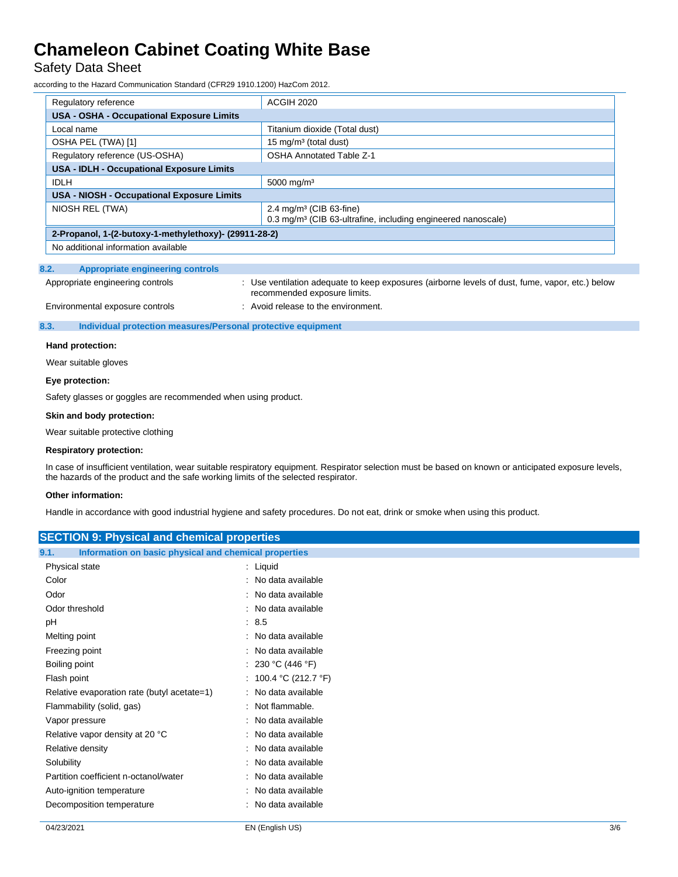| Regulatory reference | ACGIH 2020 |
|---|---|
| **USA - OSHA - Occupational Exposure Limits** | |
| Local name | Titanium dioxide (Total dust) |
| OSHA PEL (TWA) [1] | 15 mg/m³ (total dust) |
| Regulatory reference (US-OSHA) | OSHA Annotated Table Z-1 |
| **USA - IDLH - Occupational Exposure Limits** | |
| IDLH | 5000 mg/m³ |
| **USA - NIOSH - Occupational Exposure Limits** | |
| NIOSH REL (TWA) | 2.4 mg/m³ (CIB 63-fine)<br>0.3 mg/m³ (CIB 63-ultrafine, including engineered nanoscale) |
| **2-Propanol, 1-(2-butoxy-1-methylethoxy)- (29911-28-2)** | |
| No additional information available | |

### 8.2. Appropriate engineering controls

Appropriate engineering controls : Use ventilation adequate to keep exposures (airborne levels of dust, fume, vapor, etc.) below recommended exposure limits.

Environmental exposure controls : Avoid release to the environment.

### 8.3. Individual protection measures/Personal protective equipment

**Hand protection:**

Wear suitable gloves

**Eye protection:**

Safety glasses or goggles are recommended when using product.

**Skin and body protection:**

Wear suitable protective clothing

**Respiratory protection:**

In case of insufficient ventilation, wear suitable respiratory equipment. Respirator selection must be based on known or anticipated exposure levels, the hazards of the product and the safe working limits of the selected respirator.

**Other information:**

Handle in accordance with good industrial hygiene and safety procedures. Do not eat, drink or smoke when using this product.

## SECTION 9: Physical and chemical properties

### 9.1. Information on basic physical and chemical properties

| Property | Value |
|---|---|
| Physical state | Liquid |
| Color | No data available |
| Odor | No data available |
| Odor threshold | No data available |
| pH | 8.5 |
| Melting point | No data available |
| Freezing point | No data available |
| Boiling point | 230 °C (446 °F) |
| Flash point | 100.4 °C (212.7 °F) |
| Relative evaporation rate (butyl acetate=1) | No data available |
| Flammability (solid, gas) | Not flammable. |
| Vapor pressure | No data available |
| Relative vapor density at 20 °C | No data available |
| Relative density | No data available |
| Solubility | No data available |
| Partition coefficient n-octanol/water | No data available |
| Auto-ignition temperature | No data available |
| Decomposition temperature | No data available |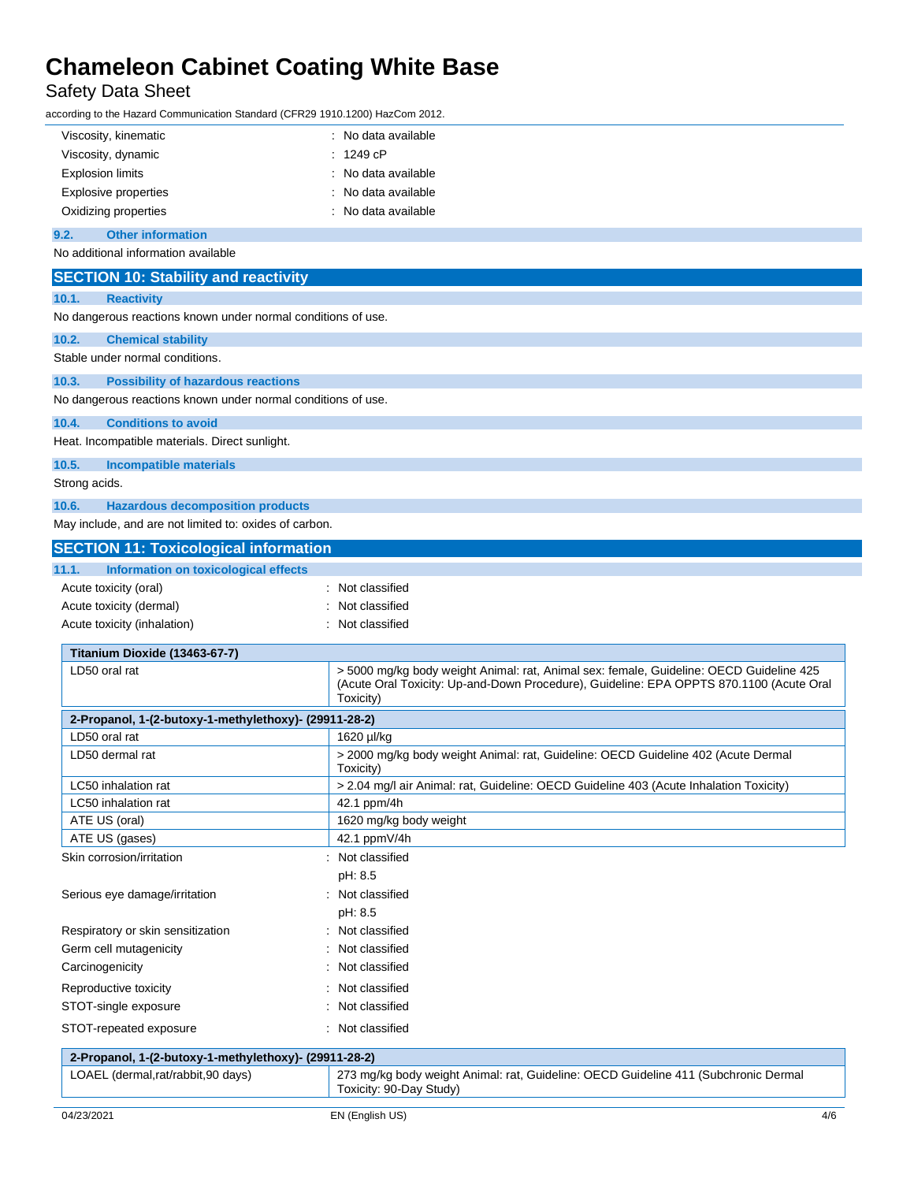| | |
|---|---|
| Viscosity, kinematic | : No data available |
| Viscosity, dynamic | : 1249 cP |
| Explosion limits | : No data available |
| Explosive properties | : No data available |
| Oxidizing properties | : No data available |

### 9.2. Other information

No additional information available

## SECTION 10: Stability and reactivity

### 10.1. Reactivity

No dangerous reactions known under normal conditions of use.

### 10.2. Chemical stability

Stable under normal conditions.

### 10.3. Possibility of hazardous reactions

No dangerous reactions known under normal conditions of use.

### 10.4. Conditions to avoid

Heat. Incompatible materials. Direct sunlight.

### 10.5. Incompatible materials

Strong acids.

### 10.6. Hazardous decomposition products

May include, and are not limited to: oxides of carbon.

## SECTION 11: Toxicological information

### 11.1. Information on toxicological effects

| | |
|---|---|
| Acute toxicity (oral) | : Not classified |
| Acute toxicity (dermal) | : Not classified |
| Acute toxicity (inhalation) | : Not classified |

| Titanium Dioxide (13463-67-7) | |
|---|---|
| LD50 oral rat | > 5000 mg/kg body weight Animal: rat, Animal sex: female, Guideline: OECD Guideline 425 (Acute Oral Toxicity: Up-and-Down Procedure), Guideline: EPA OPPTS 870.1100 (Acute Oral Toxicity) |

| 2-Propanol, 1-(2-butoxy-1-methylethoxy)- (29911-28-2) | |
|---|---|
| LD50 oral rat | 1620 µl/kg |
| LD50 dermal rat | > 2000 mg/kg body weight Animal: rat, Guideline: OECD Guideline 402 (Acute Dermal Toxicity) |
| LC50 inhalation rat | > 2.04 mg/l air Animal: rat, Guideline: OECD Guideline 403 (Acute Inhalation Toxicity) |
| LC50 inhalation rat | 42.1 ppm/4h |
| ATE US (oral) | 1620 mg/kg body weight |
| ATE US (gases) | 42.1 ppmV/4h |

| | |
|---|---|
| Skin corrosion/irritation | : Not classified<br>pH: 8.5 |
| Serious eye damage/irritation | : Not classified<br>pH: 8.5 |
| Respiratory or skin sensitization | : Not classified |
| Germ cell mutagenicity | : Not classified |
| Carcinogenicity | : Not classified |
| Reproductive toxicity | : Not classified |
| STOT-single exposure | : Not classified |
| STOT-repeated exposure | : Not classified |

| 2-Propanol, 1-(2-butoxy-1-methylethoxy)- (29911-28-2) | |
|---|---|
| LOAEL (dermal,rat/rabbit,90 days) | 273 mg/kg body weight Animal: rat, Guideline: OECD Guideline 411 (Subchronic Dermal Toxicity: 90-Day Study) |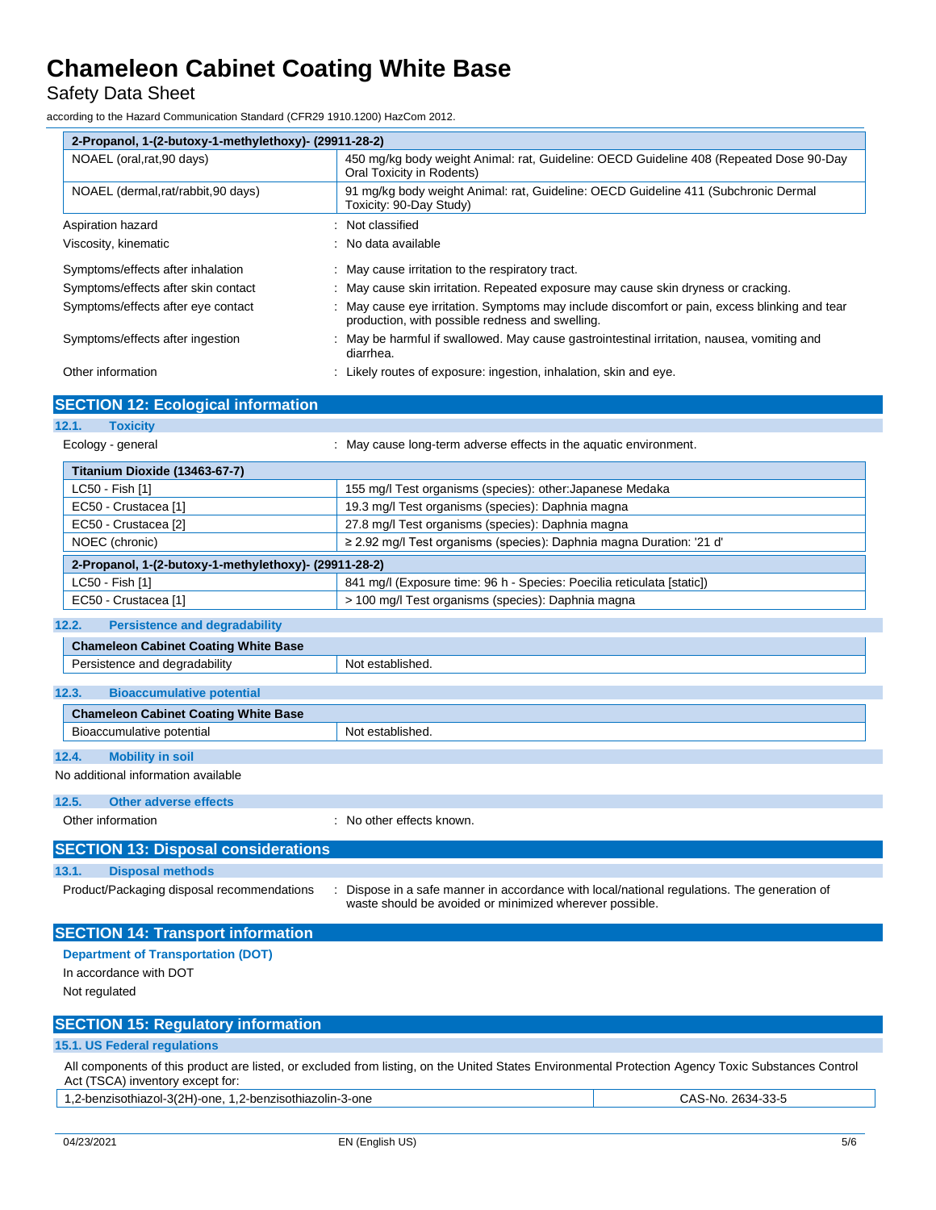| 2-Propanol, 1-(2-butoxy-1-methylethoxy)- (29911-28-2) | |
|---|---|
| NOAEL (oral,rat,90 days) | 450 mg/kg body weight Animal: rat, Guideline: OECD Guideline 408 (Repeated Dose 90-Day Oral Toxicity in Rodents) |
| NOAEL (dermal,rat/rabbit,90 days) | 91 mg/kg body weight Animal: rat, Guideline: OECD Guideline 411 (Subchronic Dermal Toxicity: 90-Day Study) |

Aspiration hazard : Not classified

Viscosity, kinematic : No data available

Symptoms/effects after inhalation : May cause irritation to the respiratory tract.

Symptoms/effects after skin contact : May cause skin irritation. Repeated exposure may cause skin dryness or cracking.

Symptoms/effects after eye contact : May cause eye irritation. Symptoms may include discomfort or pain, excess blinking and tear production, with possible redness and swelling.

Symptoms/effects after ingestion : May be harmful if swallowed. May cause gastrointestinal irritation, nausea, vomiting and diarrhea.

Other information : Likely routes of exposure: ingestion, inhalation, skin and eye.

## SECTION 12: Ecological information

### 12.1. Toxicity

Ecology - general : May cause long-term adverse effects in the aquatic environment.

| Titanium Dioxide (13463-67-7) | |
|---|---|
| LC50 - Fish [1] | 155 mg/l Test organisms (species): other:Japanese Medaka |
| EC50 - Crustacea [1] | 19.3 mg/l Test organisms (species): Daphnia magna |
| EC50 - Crustacea [2] | 27.8 mg/l Test organisms (species): Daphnia magna |
| NOEC (chronic) | ≥ 2.92 mg/l Test organisms (species): Daphnia magna Duration: '21 d' |
| **2-Propanol, 1-(2-butoxy-1-methylethoxy)- (29911-28-2)** | |
| LC50 - Fish [1] | 841 mg/l (Exposure time: 96 h - Species: Poecilia reticulata [static]) |
| EC50 - Crustacea [1] | > 100 mg/l Test organisms (species): Daphnia magna |

### 12.2. Persistence and degradability

| Chameleon Cabinet Coating White Base | |
|---|---|
| Persistence and degradability | Not established. |

### 12.3. Bioaccumulative potential

| Chameleon Cabinet Coating White Base | |
|---|---|
| Bioaccumulative potential | Not established. |

### 12.4. Mobility in soil

No additional information available

### 12.5. Other adverse effects

Other information : No other effects known.

## SECTION 13: Disposal considerations

### 13.1. Disposal methods

Product/Packaging disposal recommendations : Dispose in a safe manner in accordance with local/national regulations. The generation of waste should be avoided or minimized wherever possible.

## SECTION 14: Transport information

**Department of Transportation (DOT)**

In accordance with DOT

Not regulated

## SECTION 15: Regulatory information

### 15.1. US Federal regulations

All components of this product are listed, or excluded from listing, on the United States Environmental Protection Agency Toxic Substances Control Act (TSCA) inventory except for:

| 1,2-benzisothiazol-3(2H)-one, 1,2-benzisothiazolin-3-one | CAS-No. 2634-33-5 |
|---|---|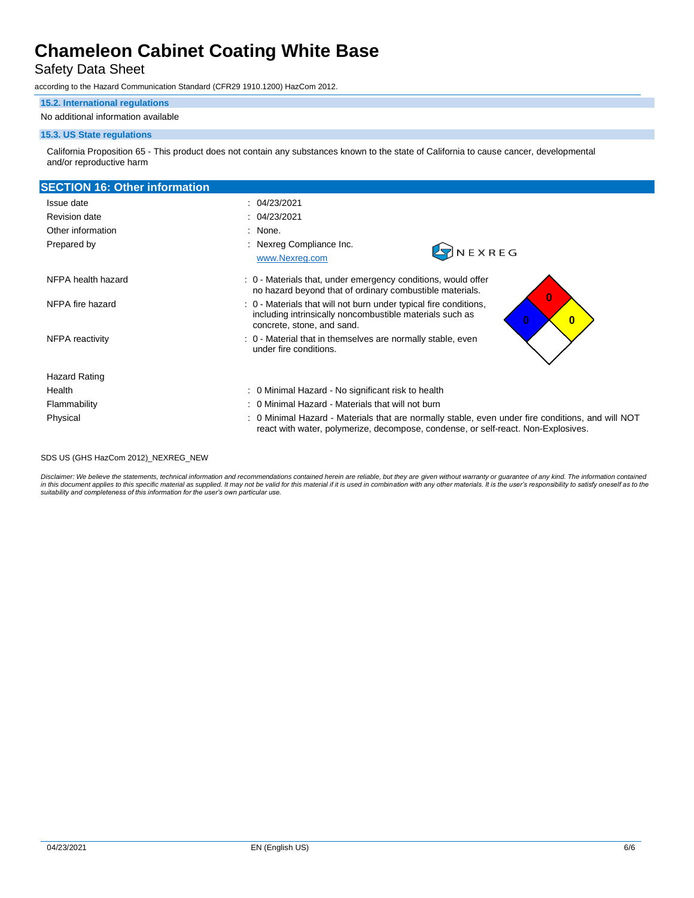### 15.2. International regulations

No additional information available

### 15.3. US State regulations

California Proposition 65 - This product does not contain any substances known to the state of California to cause cancer, developmental and/or reproductive harm

## SECTION 16: Other information

| | |
|---|---|
| Issue date | : 04/23/2021 |
| Revision date | : 04/23/2021 |
| Other information | : None. |
| Prepared by | : Nexreg Compliance Inc. www.Nexreg.com |
| NFPA health hazard | : 0 - Materials that, under emergency conditions, would offer no hazard beyond that of ordinary combustible materials. |
| NFPA fire hazard | : 0 - Materials that will not burn under typical fire conditions, including intrinsically noncombustible materials such as concrete, stone, and sand. |
| NFPA reactivity | : 0 - Material that in themselves are normally stable, even under fire conditions. |

0

0 0

Hazard Rating

| | |
|---|---|
| Health | : 0 Minimal Hazard - No significant risk to health |
| Flammability | : 0 Minimal Hazard - Materials that will not burn |
| Physical | : 0 Minimal Hazard - Materials that are normally stable, even under fire conditions, and will NOT react with water, polymerize, decompose, condense, or self-react. Non-Explosives. |

SDS US (GHS HazCom 2012)_NEXREG_NEW

*Disclaimer: We believe the statements, technical information and recommendations contained herein are reliable, but they are given without warranty or guarantee of any kind. The information contained in this document applies to this specific material as supplied. It may not be valid for this material if it is used in combination with any other materials. It is the user's responsibility to satisfy oneself as to the suitability and completeness of this information for the user's own particular use.*